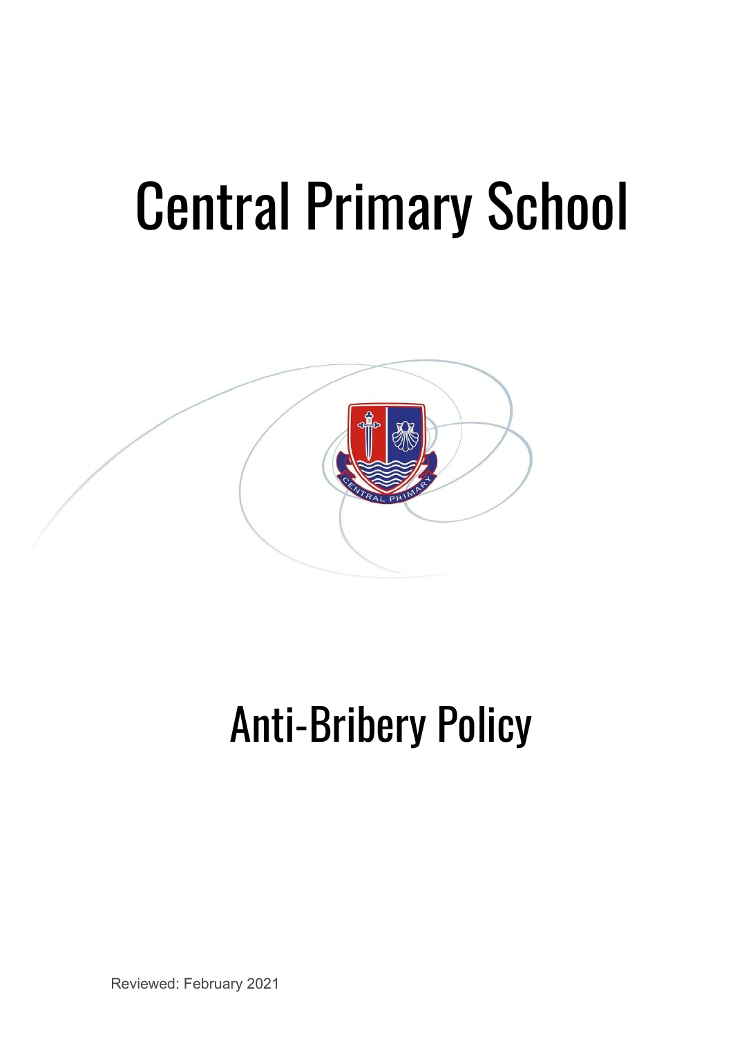# Central Primary School

# Anti-Bribery Policy

Reviewed: February 2021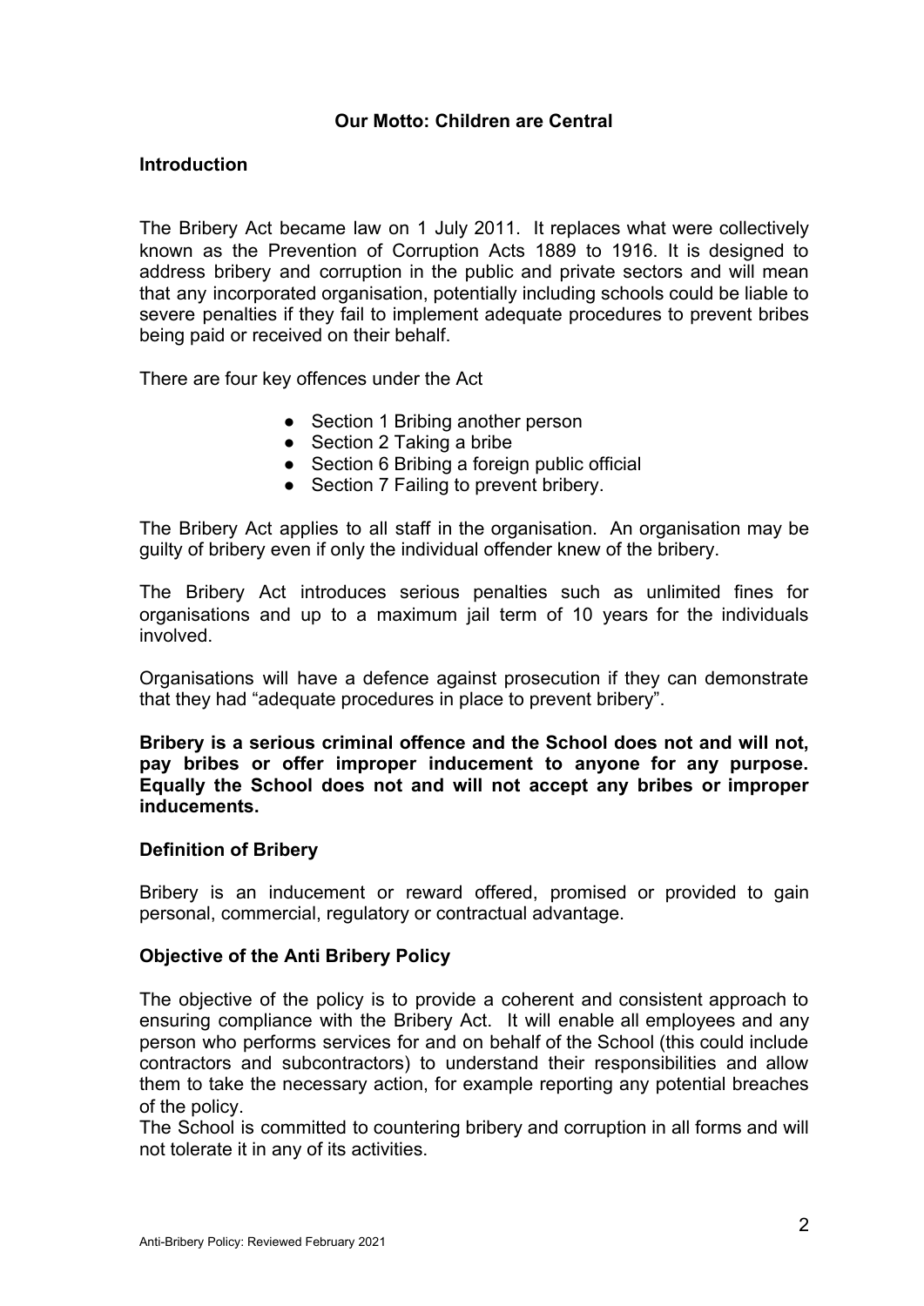**Our Motto: Children are Central**

## Introduction

The Bribery Act became law on 1 July 2011. It replaces what were collectively known as the Prevention of Corruption Acts 1889 to 1916. It is designed to address bribery and corruption in the public and private sectors and will mean that any incorporated organisation, potentially including schools could be liable to severe penalties if they fail to implement adequate procedures to prevent bribes being paid or received on their behalf.

There are four key offences under the Act

- Section 1 Bribing another person
- Section 2 Taking a bribe
- Section 6 Bribing a foreign public official
- Section 7 Failing to prevent bribery.

The Bribery Act applies to all staff in the organisation. An organisation may be guilty of bribery even if only the individual offender knew of the bribery.

The Bribery Act introduces serious penalties such as unlimited fines for organisations and up to a maximum jail term of 10 years for the individuals involved.

Organisations will have a defence against prosecution if they can demonstrate that they had "adequate procedures in place to prevent bribery".

**Bribery is a serious criminal offence and the School does not and will not, pay bribes or offer improper inducement to anyone for any purpose. Equally the School does not and will not accept any bribes or improper inducements.**

## Definition of Bribery

Bribery is an inducement or reward offered, promised or provided to gain personal, commercial, regulatory or contractual advantage.

## Objective of the Anti Bribery Policy

The objective of the policy is to provide a coherent and consistent approach to ensuring compliance with the Bribery Act. It will enable all employees and any person who performs services for and on behalf of the School (this could include contractors and subcontractors) to understand their responsibilities and allow them to take the necessary action, for example reporting any potential breaches of the policy.

The School is committed to countering bribery and corruption in all forms and will not tolerate it in any of its activities.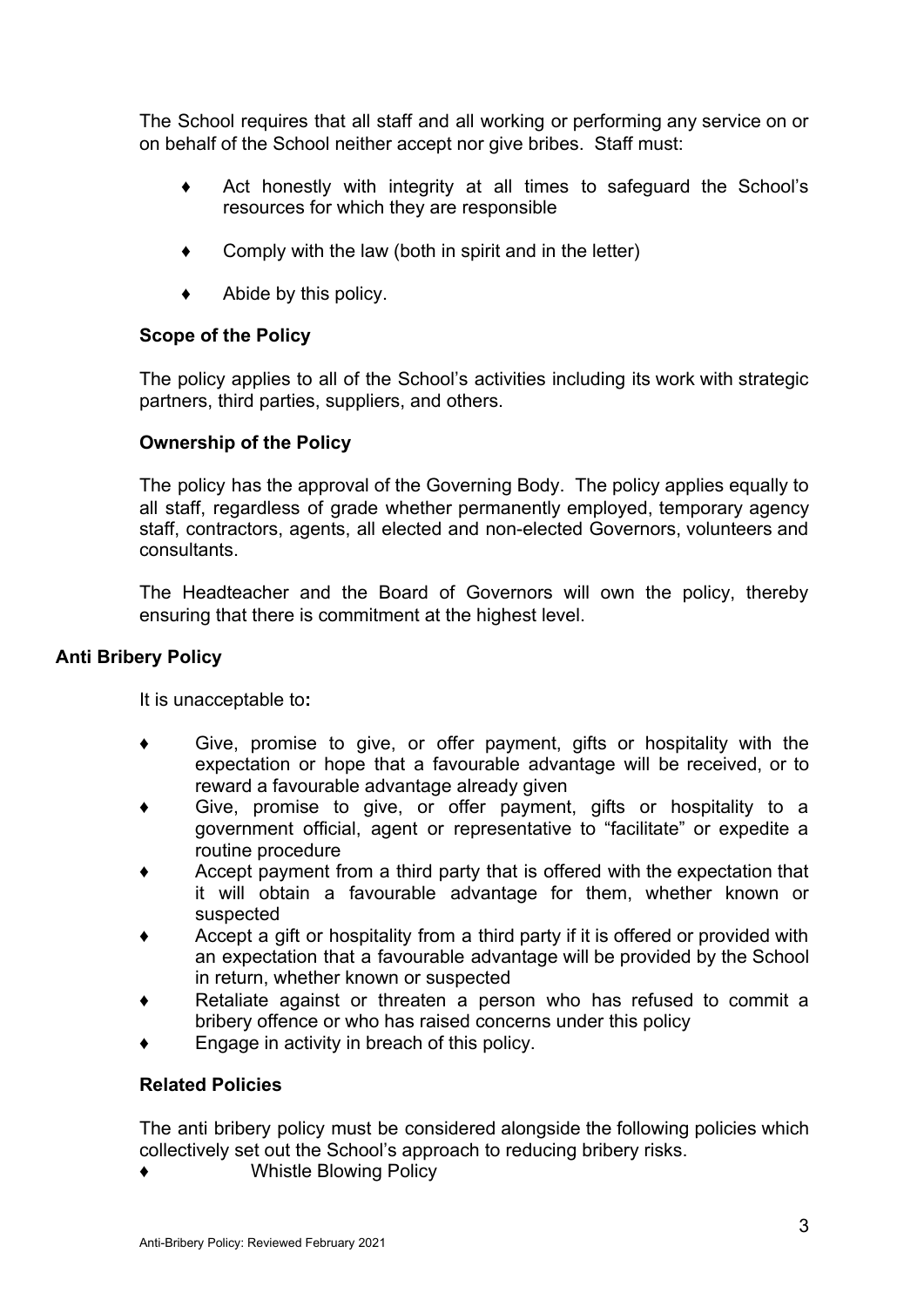The School requires that all staff and all working or performing any service on or on behalf of the School neither accept nor give bribes. Staff must:

- Act honestly with integrity at all times to safeguard the School's resources for which they are responsible
- Comply with the law (both in spirit and in the letter)
- Abide by this policy.

### Scope of the Policy

The policy applies to all of the School's activities including its work with strategic partners, third parties, suppliers, and others.

### Ownership of the Policy

The policy has the approval of the Governing Body. The policy applies equally to all staff, regardless of grade whether permanently employed, temporary agency staff, contractors, agents, all elected and non-elected Governors, volunteers and consultants.

The Headteacher and the Board of Governors will own the policy, thereby ensuring that there is commitment at the highest level.

## Anti Bribery Policy

It is unacceptable to**:**

- Give, promise to give, or offer payment, gifts or hospitality with the expectation or hope that a favourable advantage will be received, or to reward a favourable advantage already given
- Give, promise to give, or offer payment, gifts or hospitality to a government official, agent or representative to "facilitate" or expedite a routine procedure
- Accept payment from a third party that is offered with the expectation that it will obtain a favourable advantage for them, whether known or suspected
- Accept a gift or hospitality from a third party if it is offered or provided with an expectation that a favourable advantage will be provided by the School in return, whether known or suspected
- Retaliate against or threaten a person who has refused to commit a bribery offence or who has raised concerns under this policy
- Engage in activity in breach of this policy.

### Related Policies

The anti bribery policy must be considered alongside the following policies which collectively set out the School's approach to reducing bribery risks.

- Whistle Blowing Policy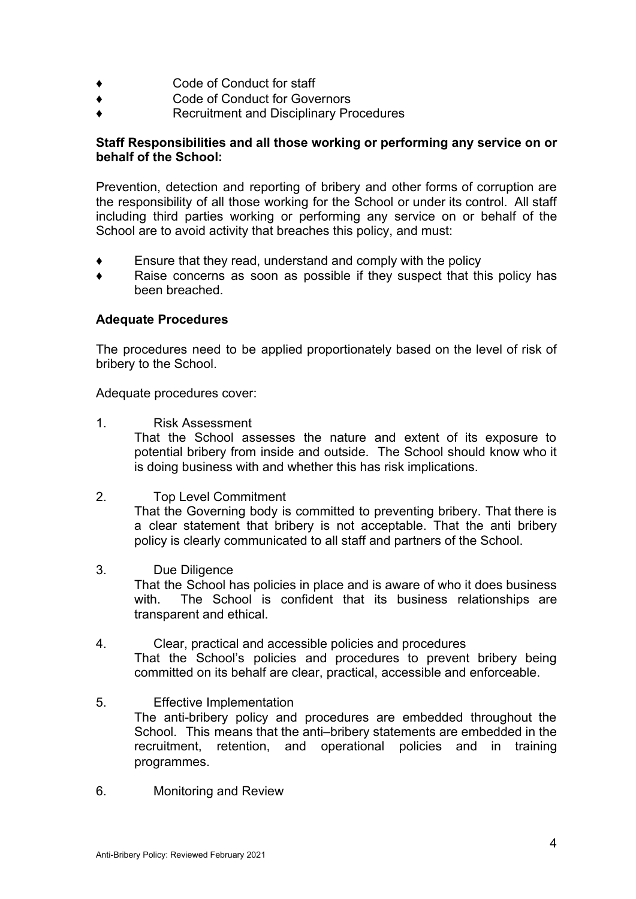- Code of Conduct for staff
- Code of Conduct for Governors
- Recruitment and Disciplinary Procedures

**Staff Responsibilities and all those working or performing any service on or behalf of the School:**

Prevention, detection and reporting of bribery and other forms of corruption are the responsibility of all those working for the School or under its control. All staff including third parties working or performing any service on or behalf of the School are to avoid activity that breaches this policy, and must:

- Ensure that they read, understand and comply with the policy
- Raise concerns as soon as possible if they suspect that this policy has been breached.

**Adequate Procedures**

The procedures need to be applied proportionately based on the level of risk of bribery to the School.

Adequate procedures cover:

1. Risk Assessment
   That the School assesses the nature and extent of its exposure to potential bribery from inside and outside. The School should know who it is doing business with and whether this has risk implications.

2. Top Level Commitment
   That the Governing body is committed to preventing bribery. That there is a clear statement that bribery is not acceptable. That the anti bribery policy is clearly communicated to all staff and partners of the School.

3. Due Diligence
   That the School has policies in place and is aware of who it does business with. The School is confident that its business relationships are transparent and ethical.

4. Clear, practical and accessible policies and procedures
   That the School's policies and procedures to prevent bribery being committed on its behalf are clear, practical, accessible and enforceable.

5. Effective Implementation
   The anti-bribery policy and procedures are embedded throughout the School. This means that the anti–bribery statements are embedded in the recruitment, retention, and operational policies and in training programmes.

6. Monitoring and Review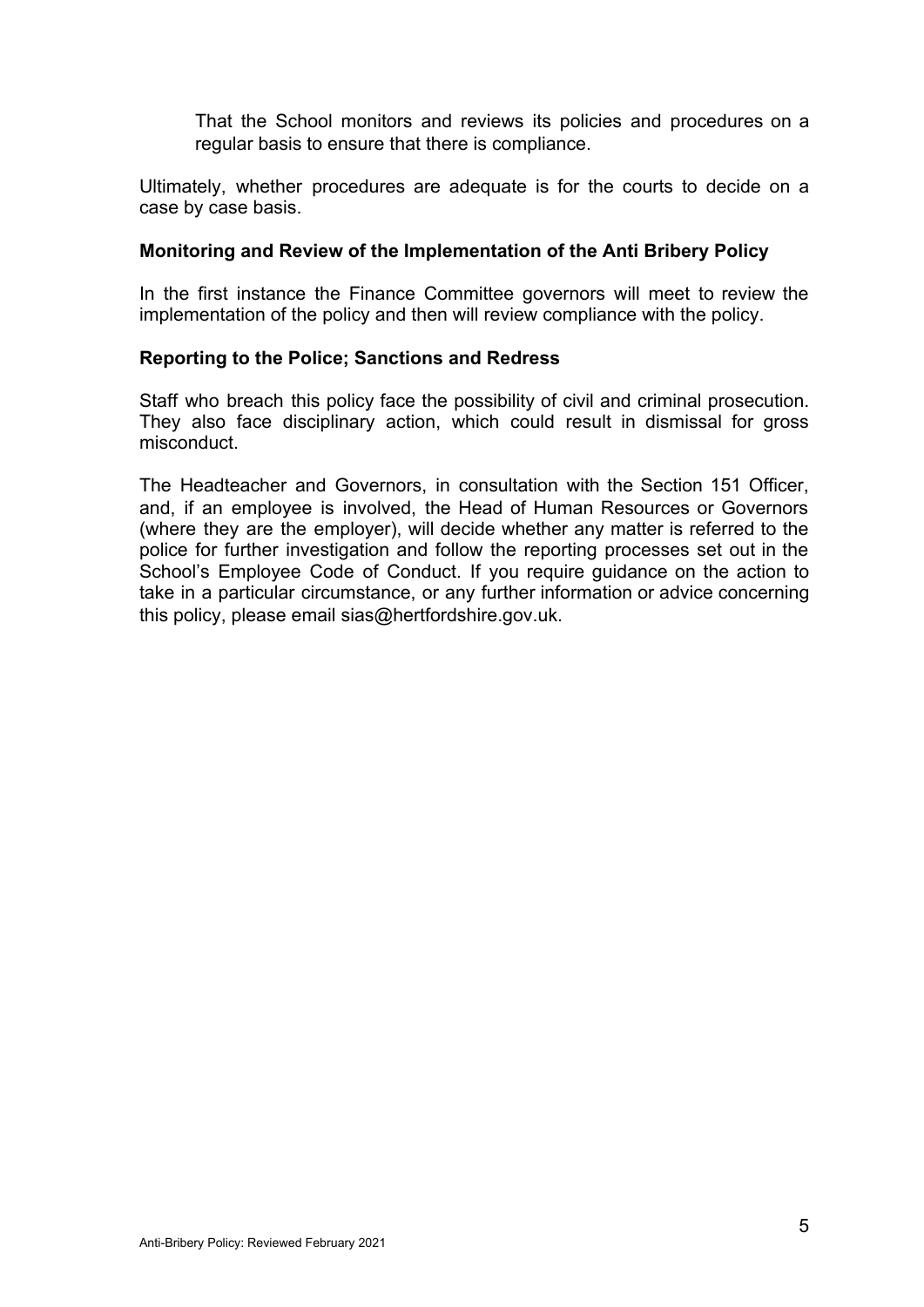That the School monitors and reviews its policies and procedures on a regular basis to ensure that there is compliance.

Ultimately, whether procedures are adequate is for the courts to decide on a case by case basis.

**Monitoring and Review of the Implementation of the Anti Bribery Policy**

In the first instance the Finance Committee governors will meet to review the implementation of the policy and then will review compliance with the policy.

**Reporting to the Police; Sanctions and Redress**

Staff who breach this policy face the possibility of civil and criminal prosecution. They also face disciplinary action, which could result in dismissal for gross misconduct.

The Headteacher and Governors, in consultation with the Section 151 Officer, and, if an employee is involved, the Head of Human Resources or Governors (where they are the employer), will decide whether any matter is referred to the police for further investigation and follow the reporting processes set out in the School's Employee Code of Conduct. If you require guidance on the action to take in a particular circumstance, or any further information or advice concerning this policy, please email sias@hertfordshire.gov.uk.